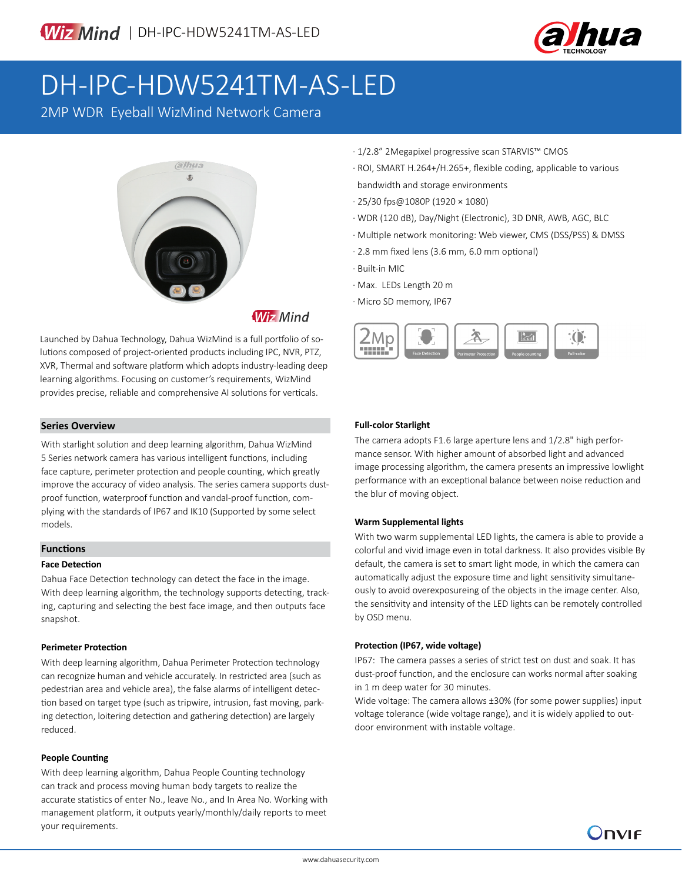# DH-IPC-HDW5241TM-AS-LED

2MP WDR Eyeball WizMind Network Camera

- 1/2.8" 2Megapixel progressive scan STARVIS™ CMOS
- ROI, SMART H.264+/H.265+, flexible coding, applicable to various bandwidth and storage environments
- 25/30 fps@1080P (1920 × 1080)
- WDR (120 dB), Day/Night (Electronic), 3D DNR, AWB, AGC, BLC
- Multiple network monitoring: Web viewer, CMS (DSS/PSS) & DMSS
- 2.8 mm fixed lens (3.6 mm, 6.0 mm optional)
- Built-in MIC
- Max. LEDs Length 20 m
- Micro SD memory, IP67

2Mp | Face Detection | Perimeter Protection | People counting | Full-color

Launched by Dahua Technology, Dahua WizMind is a full portfolio of solutions composed of project-oriented products including IPC, NVR, PTZ, XVR, Thermal and software platform which adopts industry-leading deep learning algorithms. Focusing on customer's requirements, WizMind provides precise, reliable and comprehensive AI solutions for verticals.

## Series Overview

With starlight solution and deep learning algorithm, Dahua WizMind 5 Series network camera has various intelligent functions, including face capture, perimeter protection and people counting, which greatly improve the accuracy of video analysis. The series camera supports dust-proof function, waterproof function and vandal-proof function, complying with the standards of IP67 and IK10 (Supported by some select models.

## Functions

### Face Detection

Dahua Face Detection technology can detect the face in the image. With deep learning algorithm, the technology supports detecting, tracking, capturing and selecting the best face image, and then outputs face snapshot.

### Perimeter Protection

With deep learning algorithm, Dahua Perimeter Protection technology can recognize human and vehicle accurately. In restricted area (such as pedestrian area and vehicle area), the false alarms of intelligent detection based on target type (such as tripwire, intrusion, fast moving, parking detection, loitering detection and gathering detection) are largely reduced.

### People Counting

With deep learning algorithm, Dahua People Counting technology can track and process moving human body targets to realize the accurate statistics of enter No., leave No., and In Area No. Working with management platform, it outputs yearly/monthly/daily reports to meet your requirements.

### Full-color Starlight

The camera adopts F1.6 large aperture lens and 1/2.8" high performance sensor. With higher amount of absorbed light and advanced image processing algorithm, the camera presents an impressive lowlight performance with an exceptional balance between noise reduction and the blur of moving object.

### Warm Supplemental lights

With two warm supplemental LED lights, the camera is able to provide a colorful and vivid image even in total darkness. It also provides visible By default, the camera is set to smart light mode, in which the camera can automatically adjust the exposure time and light sensitivity simultaneously to avoid overexposureing of the objects in the image center. Also, the sensitivity and intensity of the LED lights can be remotely controlled by OSD menu.

### Protection (IP67, wide voltage)

IP67: The camera passes a series of strict test on dust and soak. It has dust-proof function, and the enclosure can works normal after soaking in 1 m deep water for 30 minutes.

Wide voltage: The camera allows ±30% (for some power supplies) input voltage tolerance (wide voltage range), and it is widely applied to outdoor environment with instable voltage.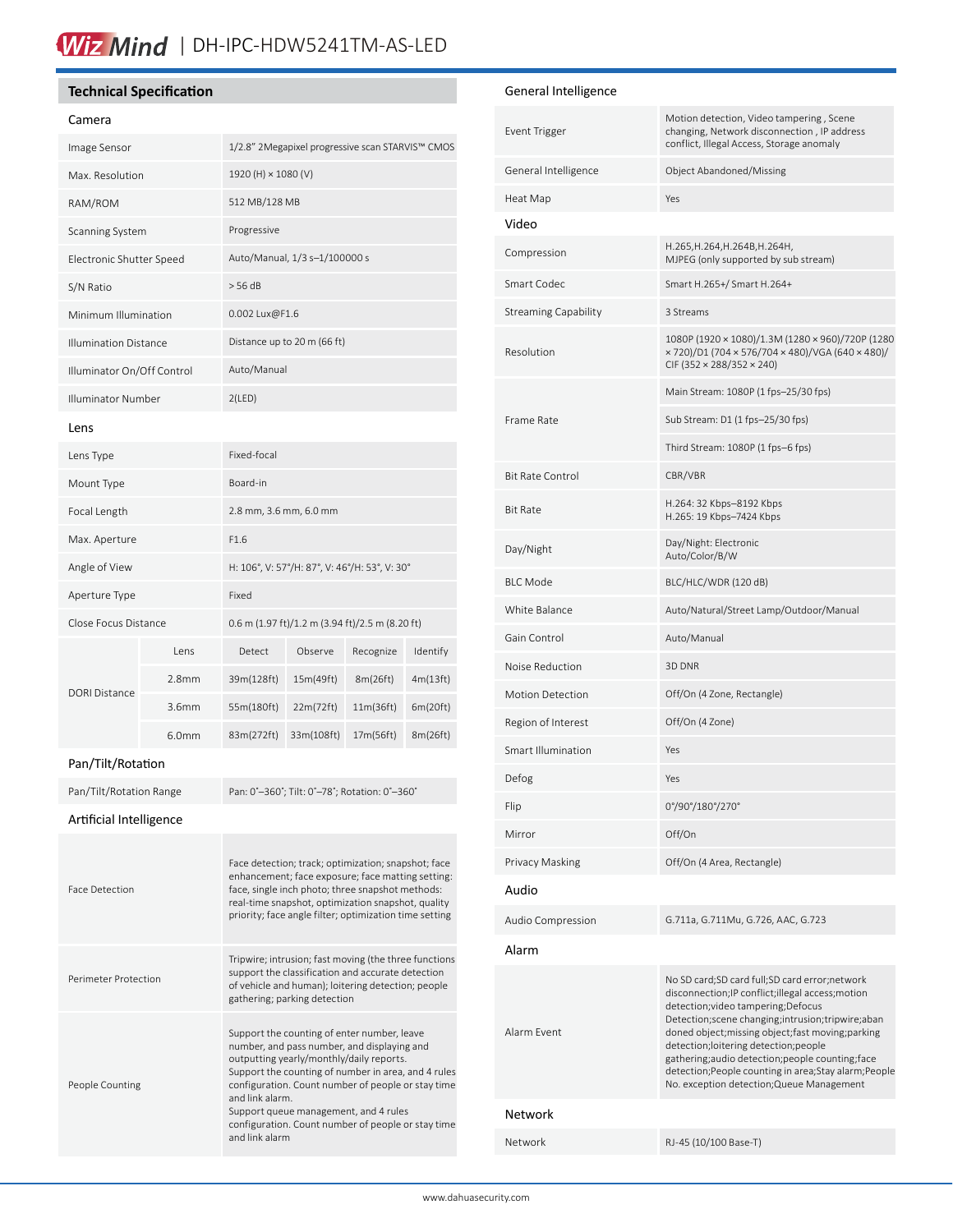## Technical Specification

### Camera

| | |
|---|---|
| Image Sensor | 1/2.8" 2Megapixel progressive scan STARVIS™ CMOS |
| Max. Resolution | 1920 (H) × 1080 (V) |
| RAM/ROM | 512 MB/128 MB |
| Scanning System | Progressive |
| Electronic Shutter Speed | Auto/Manual, 1/3 s–1/100000 s |
| S/N Ratio | > 56 dB |
| Minimum Illumination | 0.002 Lux@F1.6 |
| Illumination Distance | Distance up to 20 m (66 ft) |
| Illuminator On/Off Control | Auto/Manual |
| Illuminator Number | 2(LED) |

### Lens

| | | | | | |
|---|---|---|---|---|---|
| Lens Type | Fixed-focal | | | | |
| Mount Type | Board-in | | | | |
| Focal Length | 2.8 mm, 3.6 mm, 6.0 mm | | | | |
| Max. Aperture | F1.6 | | | | |
| Angle of View | H: 106°, V: 57°/H: 87°, V: 46°/H: 53°, V: 30° | | | | |
| Aperture Type | Fixed | | | | |
| Close Focus Distance | 0.6 m (1.97 ft)/1.2 m (3.94 ft)/2.5 m (8.20 ft) | | | | |
| DORI Distance | Lens | Detect | Observe | Recognize | Identify |
| | 2.8mm | 39m(128ft) | 15m(49ft) | 8m(26ft) | 4m(13ft) |
| | 3.6mm | 55m(180ft) | 22m(72ft) | 11m(36ft) | 6m(20ft) |
| | 6.0mm | 83m(272ft) | 33m(108ft) | 17m(56ft) | 8m(26ft) |

### Pan/Tilt/Rotation

| | |
|---|---|
| Pan/Tilt/Rotation Range | Pan: 0°–360°; Tilt: 0°–78°; Rotation: 0°–360° |

### Artificial Intelligence

| | |
|---|---|
| Face Detection | Face detection; track; optimization; snapshot; face enhancement; face exposure; face matting setting: face, single inch photo; three snapshot methods: real-time snapshot, optimization snapshot, quality priority; face angle filter; optimization time setting |
| Perimeter Protection | Tripwire; intrusion; fast moving (the three functions support the classification and accurate detection of vehicle and human); loitering detection; people gathering; parking detection |
| People Counting | Support the counting of enter number, leave number, and pass number, and displaying and outputting yearly/monthly/daily reports.<br>Support the counting of number in area, and 4 rules configuration. Count number of people or stay time and link alarm.<br>Support queue management, and 4 rules configuration. Count number of people or stay time and link alarm |

### General Intelligence

| | |
|---|---|
| Event Trigger | Motion detection, Video tampering , Scene changing, Network disconnection , IP address conflict, Illegal Access, Storage anomaly |
| General Intelligence | Object Abandoned/Missing |
| Heat Map | Yes |

### Video

| | |
|---|---|
| Compression | H.265,H.264,H.264B,H.264H,<br>MJPEG (only supported by sub stream) |
| Smart Codec | Smart H.265+/ Smart H.264+ |
| Streaming Capability | 3 Streams |
| Resolution | 1080P (1920 × 1080)/1.3M (1280 × 960)/720P (1280 × 720)/D1 (704 × 576/704 × 480)/VGA (640 × 480)/ CIF (352 × 288/352 × 240) |
| Frame Rate | Main Stream: 1080P (1 fps–25/30 fps) |
| | Sub Stream: D1 (1 fps–25/30 fps) |
| | Third Stream: 1080P (1 fps–6 fps) |
| Bit Rate Control | CBR/VBR |
| Bit Rate | H.264: 32 Kbps–8192 Kbps<br>H.265: 19 Kbps–7424 Kbps |
| Day/Night | Day/Night: Electronic<br>Auto/Color/B/W |
| BLC Mode | BLC/HLC/WDR (120 dB) |
| White Balance | Auto/Natural/Street Lamp/Outdoor/Manual |
| Gain Control | Auto/Manual |
| Noise Reduction | 3D DNR |
| Motion Detection | Off/On (4 Zone, Rectangle) |
| Region of Interest | Off/On (4 Zone) |
| Smart Illumination | Yes |
| Defog | Yes |
| Flip | 0°/90°/180°/270° |
| Mirror | Off/On |
| Privacy Masking | Off/On (4 Area, Rectangle) |

### Audio

| | |
|---|---|
| Audio Compression | G.711a, G.711Mu, G.726, AAC, G.723 |

### Alarm

| | |
|---|---|
| Alarm Event | No SD card;SD card full;SD card error;network disconnection;IP conflict;illegal access;motion detection;video tampering;Defocus Detection;scene changing;intrusion;tripwire;abandoned object;missing object;fast moving;parking detection;loitering detection;people gathering;audio detection;people counting;face detection;People counting in area;Stay alarm;People No. exception detection;Queue Management |

### Network

| | |
|---|---|
| Network | RJ-45 (10/100 Base-T) |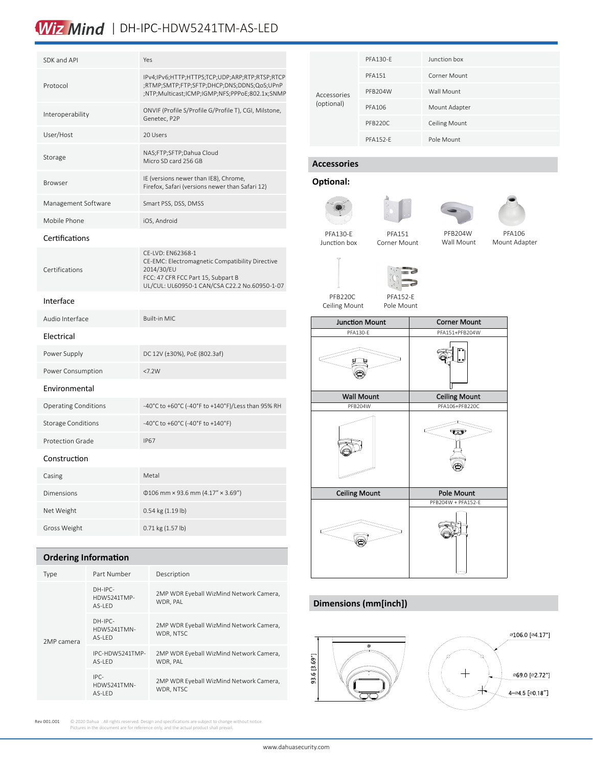| | |
|---|---|
| SDK and API | Yes |
| Protocol | IPv4;IPv6;HTTP;HTTPS;TCP;UDP;ARP;RTP;RTSP;RTCP ;RTMP;SMTP;FTP;SFTP;DHCP;DNS;DDNS;QoS;UPnP ;NTP;Multicast;ICMP;IGMP;NFS;PPPoE;802.1x;SNMP |
| Interoperability | ONVIF (Profile S/Profile G/Profile T), CGI, Milstone, Genetec, P2P |
| User/Host | 20 Users |
| Storage | NAS;FTP;SFTP;Dahua Cloud<br>Micro SD card 256 GB |
| Browser | IE (versions newer than IE8), Chrome, Firefox, Safari (versions newer than Safari 12) |
| Management Software | Smart PSS, DSS, DMSS |
| Mobile Phone | iOS, Android |
| **Certifications** | |
| Certifications | CE-LVD: EN62368-1<br>CE-EMC: Electromagnetic Compatibility Directive 2014/30/EU<br>FCC: 47 CFR FCC Part 15, Subpart B<br>UL/CUL: UL60950-1 CAN/CSA C22.2 No.60950-1-07 |
| **Interface** | |
| Audio Interface | Built-in MIC |
| **Electrical** | |
| Power Supply | DC 12V (±30%), PoE (802.3af) |
| Power Consumption | <7.2W |
| **Environmental** | |
| Operating Conditions | -40°C to +60°C (-40°F to +140°F)/Less than 95% RH |
| Storage Conditions | -40°C to +60°C (-40°F to +140°F) |
| Protection Grade | IP67 |
| **Construction** | |
| Casing | Metal |
| Dimensions | Φ106 mm × 93.6 mm (4.17" × 3.69") |
| Net Weight | 0.54 kg (1.19 lb) |
| Gross Weight | 0.71 kg (1.57 lb) |

## Ordering Information

| Type | Part Number | Description |
|---|---|---|
| 2MP camera | DH-IPC-HDW5241TMP-AS-LED | 2MP WDR Eyeball WizMind Network Camera, WDR, PAL |
| | DH-IPC-HDW5241TMN-AS-LED | 2MP WDR Eyeball WizMind Network Camera, WDR, NTSC |
| | IPC-HDW5241TMP-AS-LED | 2MP WDR Eyeball WizMind Network Camera, WDR, PAL |
| | IPC-HDW5241TMN-AS-LED | 2MP WDR Eyeball WizMind Network Camera, WDR, NTSC |

| | | |
|---|---|---|
| Accessories (optional) | PFA130-E | Junction box |
| | PFA151 | Corner Mount |
| | PFB204W | Wall Mount |
| | PFA106 | Mount Adapter |
| | PFB220C | Ceiling Mount |
| | PFA152-E | Pole Mount |

## Accessories

### Optional:

PFA130-E
Junction box

PFA151
Corner Mount

PFB204W
Wall Mount

PFA106
Mount Adapter

PFB220C
Ceiling Mount

PFA152-E
Pole Mount

| Junction Mount | Corner Mount |
|---|---|
| PFA130-E | PFA151+PFB204W |
| **Wall Mount** | **Ceiling Mount** |
| PFB204W | PFA106+PFB220C |
| **Ceiling Mount** | **Pole Mount** |
| | PFB204W + PFA152-E |

## Dimensions (mm[inch])

93.6 [3.69"]

⌀106.0 [⌀4.17"]

⌀69.0 [⌀2.72"]

4–⌀4.5 [⌀0.18"]

Rev 001.001 © 2020 Dahua . All rights reserved. Design and specifications are subject to change without notice. Pictures in the document are for reference only, and the actual product shall prevail.

www.dahuasecurity.com